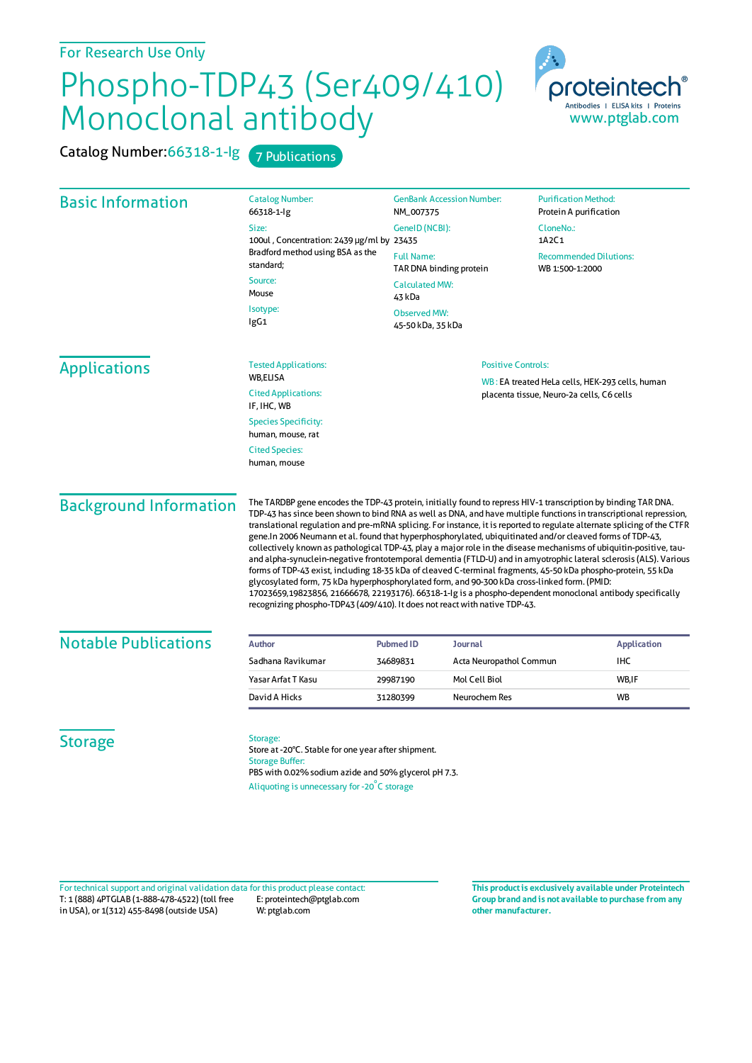For Research Use Only

# Phospho-TDP43 (Ser409/410) Monoclonal antibody

**Catalog Number:** 66318-1-Ig    7 Publications

proteintech® Antibodies | ELISA kits | Proteins
www.ptglab.com

## Basic Information

Catalog Number:
66318-1-Ig

Size:
100ul , Concentration: 2439 μg/ml by Bradford method using BSA as the standard;

Source:
Mouse

Isotype:
IgG1

GenBank Accession Number:
NM_007375

GeneID (NCBI):
23435

Full Name:
TAR DNA binding protein

Calculated MW:
43 kDa

Observed MW:
45-50 kDa, 35 kDa

Purification Method:
Protein A purification

CloneNo.:
1A2C1

Recommended Dilutions:
WB 1:500-1:2000

## Applications

Tested Applications:
WB,ELISA

Cited Applications:
IF, IHC, WB

Species Specificity:
human, mouse, rat

Cited Species:
human, mouse

Positive Controls:

WB : EA treated HeLa cells, HEK-293 cells, human placenta tissue, Neuro-2a cells, C6 cells

## Background Information

The TARDBP gene encodes the TDP-43 protein, initially found to repress HIV-1 transcription by binding TAR DNA. TDP-43 has since been shown to bind RNA as well as DNA, and have multiple functions in transcriptional repression, translational regulation and pre-mRNA splicing. For instance, it is reported to regulate alternate splicing of the CFTR gene.In 2006 Neumann et al. found that hyperphosphorylated, ubiquitinated and/or cleaved forms of TDP-43, collectively known as pathological TDP-43, play a major role in the disease mechanisms of ubiquitin-positive, tau- and alpha-synuclein-negative frontotemporal dementia (FTLD-U) and in amyotrophic lateral sclerosis (ALS). Various forms of TDP-43 exist, including 18-35 kDa of cleaved C-terminal fragments, 45-50 kDa phospho-protein, 55 kDa glycosylated form, 75 kDa hyperphosphorylated form, and 90-300 kDa cross-linked form. (PMID: 17023659,19823856, 21666678, 22193176). 66318-1-Ig is a phospho-dependent monoclonal antibody specifically recognizing phospho-TDP43 (409/410). It does not react with native TDP-43.

## Notable Publications

| Author | Pubmed ID | Journal | Application |
|---|---|---|---|
| Sadhana Ravikumar | 34689831 | Acta Neuropathol Commun | IHC |
| Yasar Arfat T Kasu | 29987190 | Mol Cell Biol | WB,IF |
| David A Hicks | 31280399 | Neurochem Res | WB |

## Storage

Storage:
Store at -20°C. Stable for one year after shipment.

Storage Buffer:
PBS with 0.02% sodium azide and 50% glycerol pH 7.3.

Aliquoting is unnecessary for -20°C storage

For technical support and original validation data for this product please contact:
T: 1 (888) 4PTGLAB (1-888-478-4522) (toll free in USA), or 1(312) 455-8498 (outside USA)
E: proteintech@ptglab.com
W: ptglab.com

**This product is exclusively available under Proteintech Group brand and is not available to purchase from any other manufacturer.**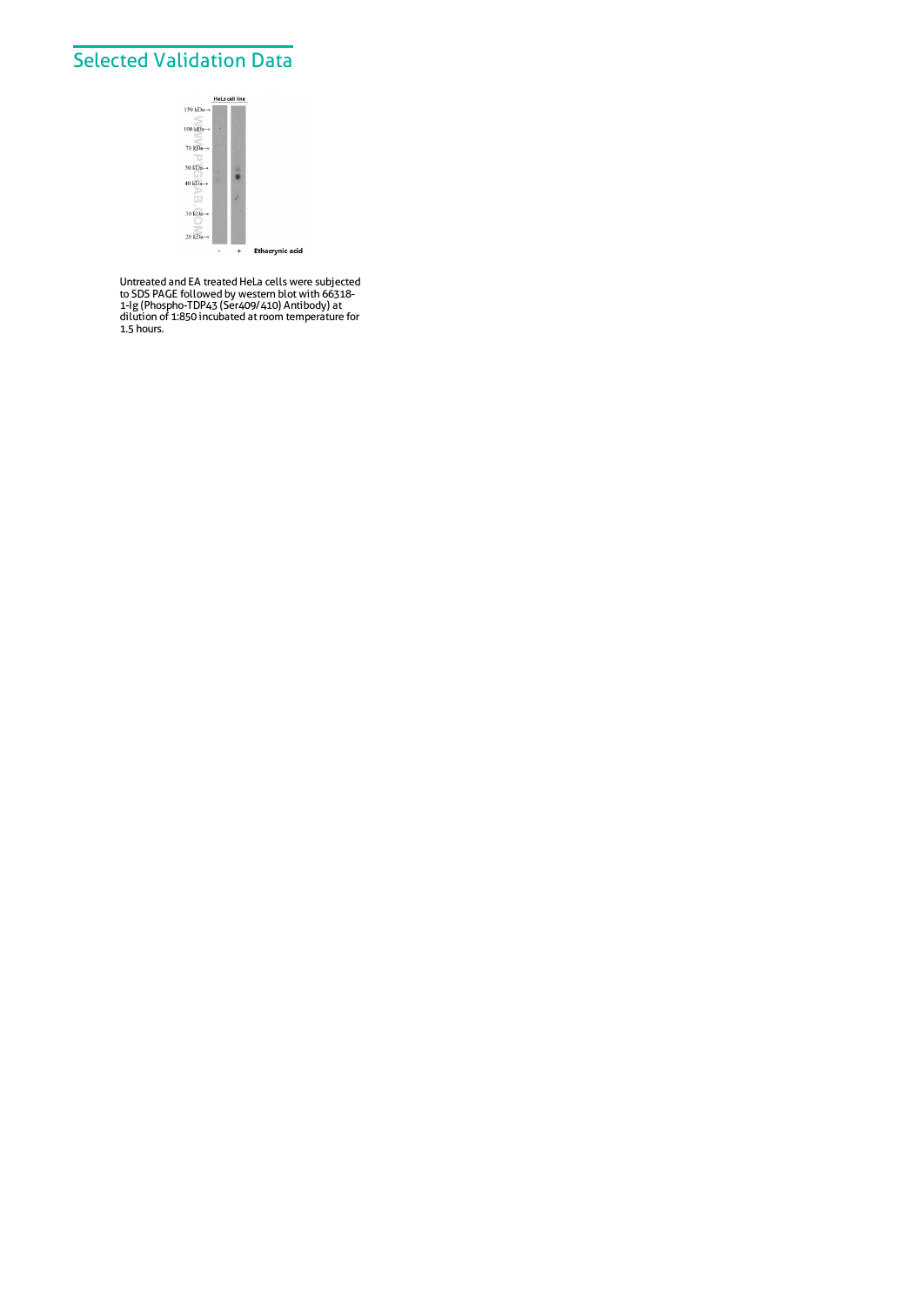## Selected Validation Data

HeLa cell line

150 kDa→
100 kDa→
70 kDa→
50 kDa→
40 kDa→
30 kDa→
20 kDa→

\- + Ethacrynic acid

Untreated and EA treated HeLa cells were subjected to SDS PAGE followed by western blot with 66318-1-Ig (Phospho-TDP43 (Ser409/410) Antibody) at dilution of 1:850 incubated at room temperature for 1.5 hours.